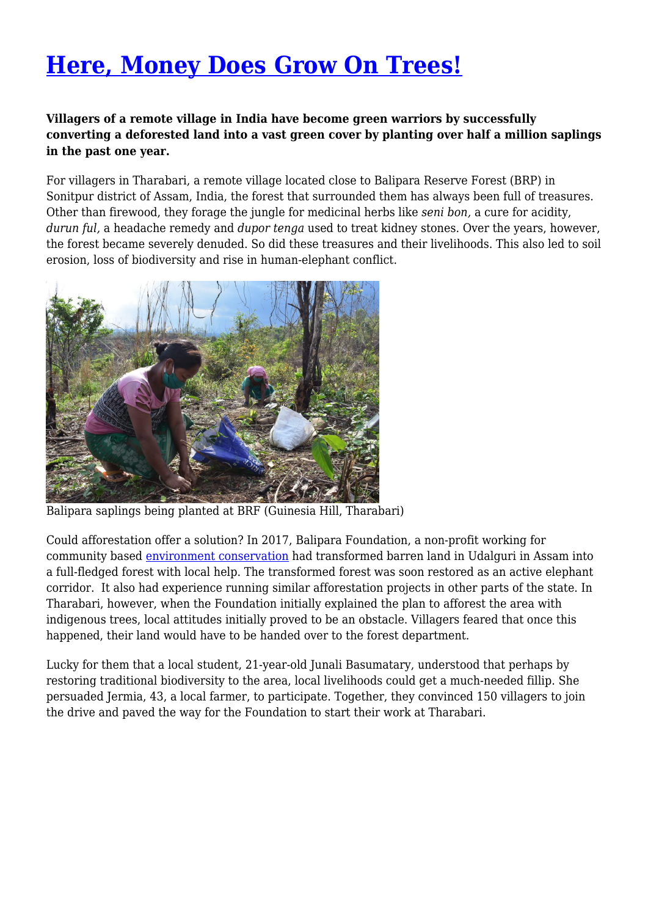# Here, Money Does Grow On Trees!

**Villagers of a remote village in India have become green warriors by successfully converting a deforested land into a vast green cover by planting over half a million saplings in the past one year.**

For villagers in Tharabari, a remote village located close to Balipara Reserve Forest (BRP) in Sonitpur district of Assam, India, the forest that surrounded them has always been full of treasures. Other than firewood, they forage the jungle for medicinal herbs like *seni bon,* a cure for acidity, *durun ful,* a headache remedy and *dupor tenga* used to treat kidney stones. Over the years, however, the forest became severely denuded. So did these treasures and their livelihoods. This also led to soil erosion, loss of biodiversity and rise in human-elephant conflict.

Balipara saplings being planted at BRF (Guinesia Hill, Tharabari)

Could afforestation offer a solution? In 2017, Balipara Foundation, a non-profit working for community based environment conservation had transformed barren land in Udalguri in Assam into a full-fledged forest with local help. The transformed forest was soon restored as an active elephant corridor. It also had experience running similar afforestation projects in other parts of the state. In Tharabari, however, when the Foundation initially explained the plan to afforest the area with indigenous trees, local attitudes initially proved to be an obstacle. Villagers feared that once this happened, their land would have to be handed over to the forest department.

Lucky for them that a local student, 21-year-old Junali Basumatary, understood that perhaps by restoring traditional biodiversity to the area, local livelihoods could get a much-needed fillip. She persuaded Jermia, 43, a local farmer, to participate. Together, they convinced 150 villagers to join the drive and paved the way for the Foundation to start their work at Tharabari.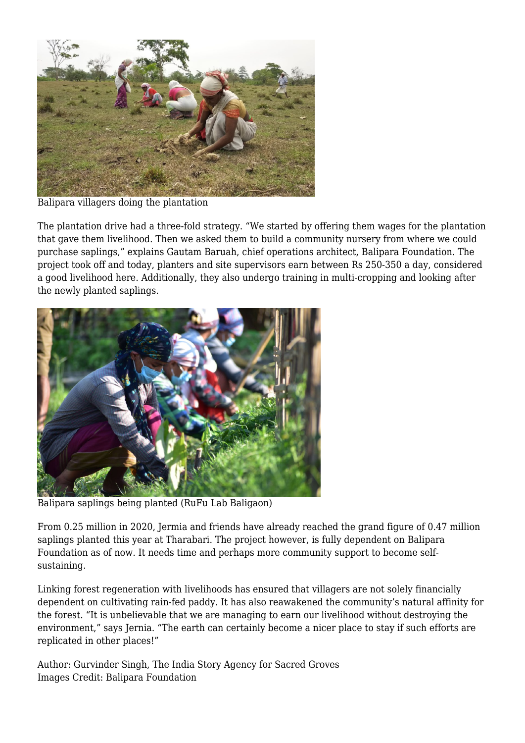Balipara villagers doing the plantation

The plantation drive had a three-fold strategy. "We started by offering them wages for the plantation that gave them livelihood. Then we asked them to build a community nursery from where we could purchase saplings," explains Gautam Baruah, chief operations architect, Balipara Foundation. The project took off and today, planters and site supervisors earn between Rs 250-350 a day, considered a good livelihood here. Additionally, they also undergo training in multi-cropping and looking after the newly planted saplings.

Balipara saplings being planted (RuFu Lab Baligaon)

From 0.25 million in 2020, Jermia and friends have already reached the grand figure of 0.47 million saplings planted this year at Tharabari. The project however, is fully dependent on Balipara Foundation as of now. It needs time and perhaps more community support to become self-sustaining.

Linking forest regeneration with livelihoods has ensured that villagers are not solely financially dependent on cultivating rain-fed paddy. It has also reawakened the community's natural affinity for the forest. "It is unbelievable that we are managing to earn our livelihood without destroying the environment," says Jernia. "The earth can certainly become a nicer place to stay if such efforts are replicated in other places!"

Author: Gurvinder Singh, The India Story Agency for Sacred Groves
Images Credit: Balipara Foundation